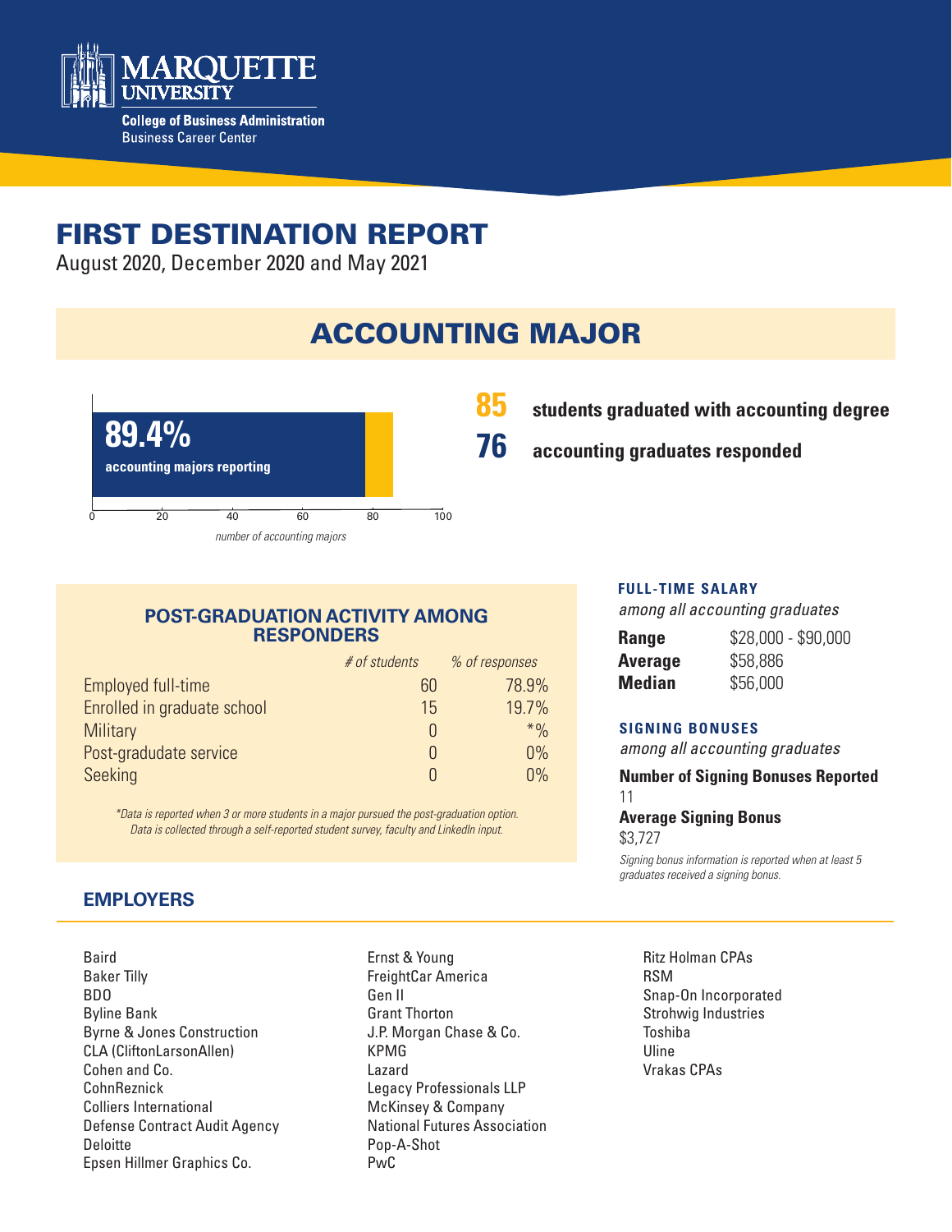Marquette University
College of Business Administration
Business Career Center

# FIRST DESTINATION REPORT

August 2020, December 2020 and May 2021

## ACCOUNTING MAJOR

**89.4%**
**accounting majors reporting**

0 20 40 60 80 100
*number of accounting majors*

**85** **students graduated with accounting degree**

**76** **accounting graduates responded**

### POST-GRADUATION ACTIVITY AMONG RESPONDERS

| | *# of students* | *% of responses* |
|---|---|---|
| Employed full-time | 60 | 78.9% |
| Enrolled in graduate school | 15 | 19.7% |
| Military | 0 | *% |
| Post-gradudate service | 0 | 0% |
| Seeking | 0 | 0% |

*\*Data is reported when 3 or more students in a major pursued the post-graduation option. Data is collected through a self-reported student survey, faculty and LinkedIn input.*

### FULL-TIME SALARY

*among all accounting graduates*

| | |
|---|---|
| **Range** | $28,000 - $90,000 |
| **Average** | $58,886 |
| **Median** | $56,000 |

### SIGNING BONUSES

*among all accounting graduates*

**Number of Signing Bonuses Reported**
11

**Average Signing Bonus**
$3,727

*Signing bonus information is reported when at least 5 graduates received a signing bonus.*

### EMPLOYERS

Baird
Baker Tilly
BDO
Byline Bank
Byrne & Jones Construction
CLA (CliftonLarsonAllen)
Cohen and Co.
CohnReznick
Colliers International
Defense Contract Audit Agency
Deloitte
Epsen Hillmer Graphics Co.
Ernst & Young
FreightCar America
Gen II
Grant Thorton
J.P. Morgan Chase & Co.
KPMG
Lazard
Legacy Professionals LLP
McKinsey & Company
National Futures Association
Pop-A-Shot
PwC
Ritz Holman CPAs
RSM
Snap-On Incorporated
Strohwig Industries
Toshiba
Uline
Vrakas CPAs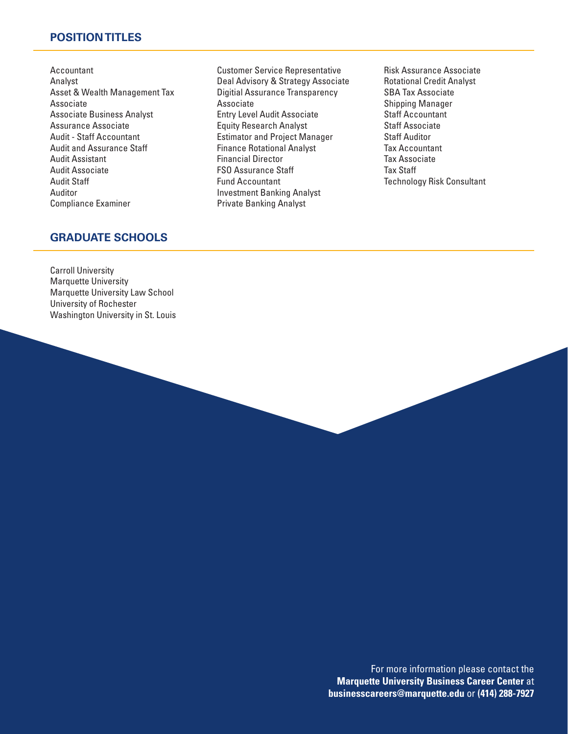## POSITION TITLES

- Accountant
- Analyst
- Asset & Wealth Management Tax Associate
- Associate Business Analyst
- Assurance Associate
- Audit - Staff Accountant
- Audit and Assurance Staff
- Audit Assistant
- Audit Associate
- Audit Staff
- Auditor
- Compliance Examiner
- Customer Service Representative
- Deal Advisory & Strategy Associate
- Digitial Assurance Transparency Associate
- Entry Level Audit Associate
- Equity Research Analyst
- Estimator and Project Manager
- Finance Rotational Analyst
- Financial Director
- FSO Assurance Staff
- Fund Accountant
- Investment Banking Analyst
- Private Banking Analyst
- Risk Assurance Associate
- Rotational Credit Analyst
- SBA Tax Associate
- Shipping Manager
- Staff Accountant
- Staff Associate
- Staff Auditor
- Tax Accountant
- Tax Associate
- Tax Staff
- Technology Risk Consultant

## GRADUATE SCHOOLS

- Carroll University
- Marquette University
- Marquette University Law School
- University of Rochester
- Washington University in St. Louis

For more information please contact the **Marquette University Business Career Center** at **businesscareers@marquette.edu** or **(414) 288-7927**